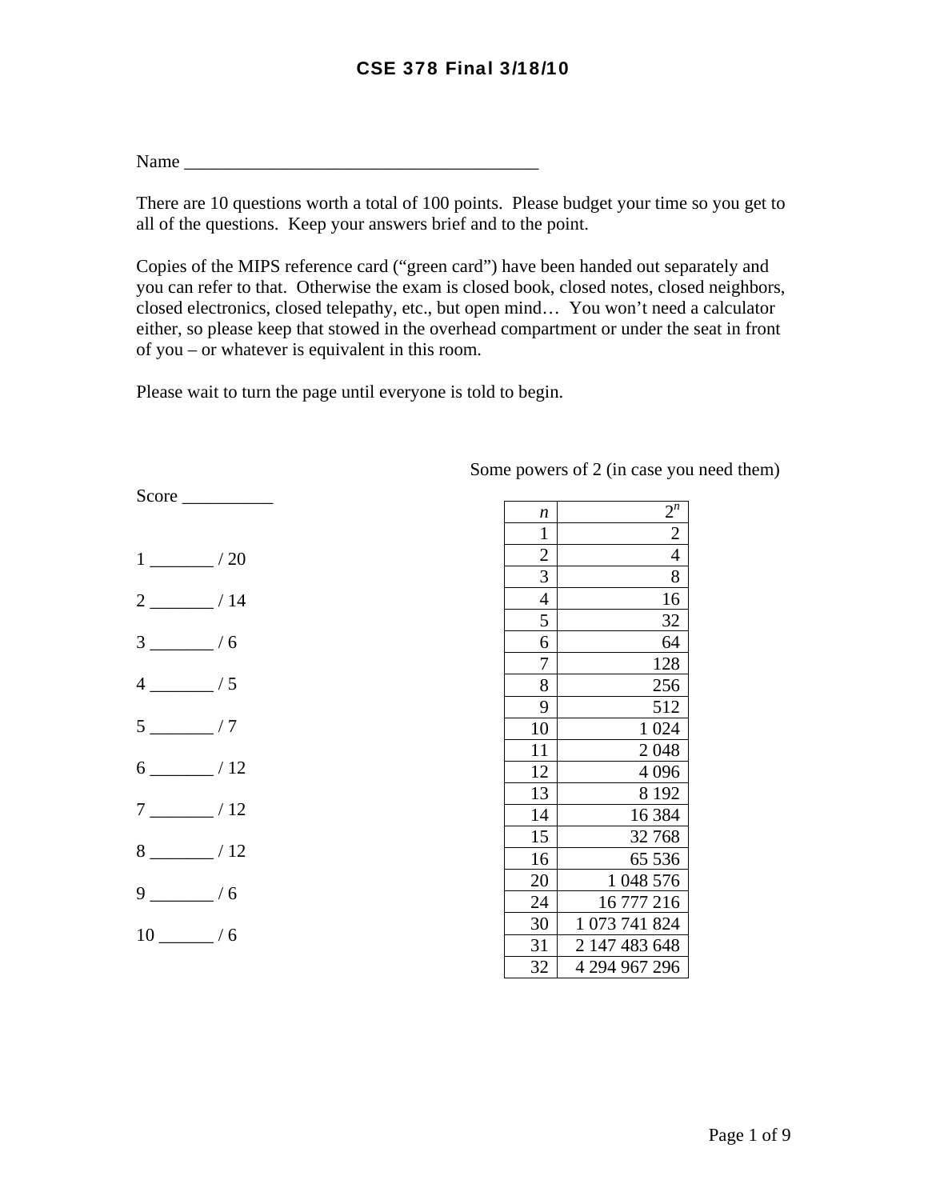# CSE 378 Final 3/18/10

Name ________________________________________

There are 10 questions worth a total of 100 points. Please budget your time so you get to all of the questions. Keep your answers brief and to the point.

Copies of the MIPS reference card ("green card") have been handed out separately and you can refer to that. Otherwise the exam is closed book, closed notes, closed neighbors, closed electronics, closed telepathy, etc., but open mind… You won't need a calculator either, so please keep that stowed in the overhead compartment or under the seat in front of you – or whatever is equivalent in this room.

Please wait to turn the page until everyone is told to begin.

Score __________

1 _______ / 20

2 _______ / 14

3 _______ / 6

4 _______ / 5

5 _______ / 7

6 _______ / 12

7 _______ / 12

8 _______ / 12

9 _______ / 6

10 ______ / 6

Some powers of 2 (in case you need them)

| $n$ | $2^n$ |
|---|---|
| 1 | 2 |
| 2 | 4 |
| 3 | 8 |
| 4 | 16 |
| 5 | 32 |
| 6 | 64 |
| 7 | 128 |
| 8 | 256 |
| 9 | 512 |
| 10 | 1 024 |
| 11 | 2 048 |
| 12 | 4 096 |
| 13 | 8 192 |
| 14 | 16 384 |
| 15 | 32 768 |
| 16 | 65 536 |
| 20 | 1 048 576 |
| 24 | 16 777 216 |
| 30 | 1 073 741 824 |
| 31 | 2 147 483 648 |
| 32 | 4 294 967 296 |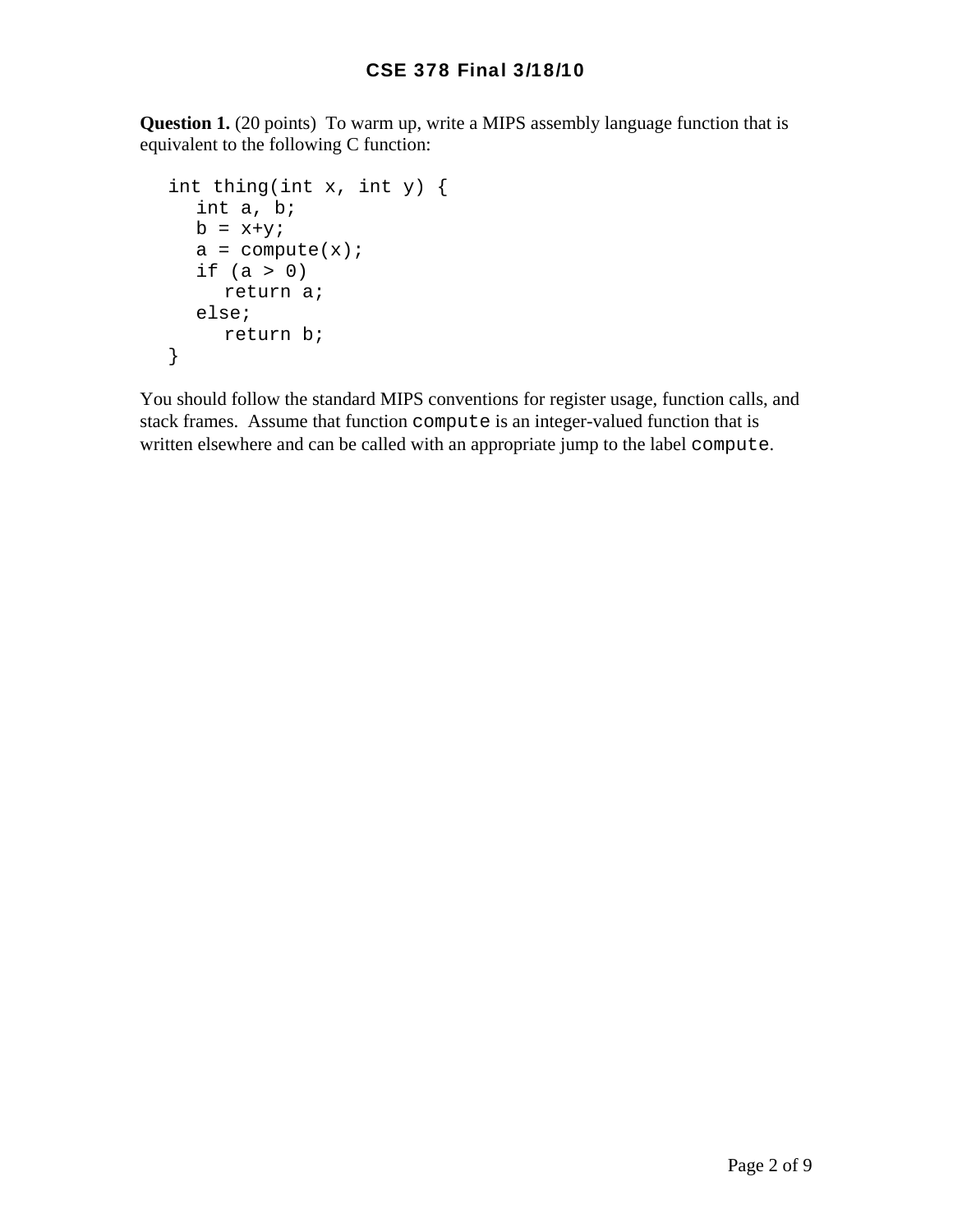# CSE 378 Final 3/18/10

**Question 1.** (20 points) To warm up, write a MIPS assembly language function that is equivalent to the following C function:

```
int thing(int x, int y) {
   int a, b;
   b = x+y;
   a = compute(x);
   if (a > 0)
      return a;
   else;
      return b;
}
```

You should follow the standard MIPS conventions for register usage, function calls, and stack frames. Assume that function `compute` is an integer-valued function that is written elsewhere and can be called with an appropriate jump to the label `compute`.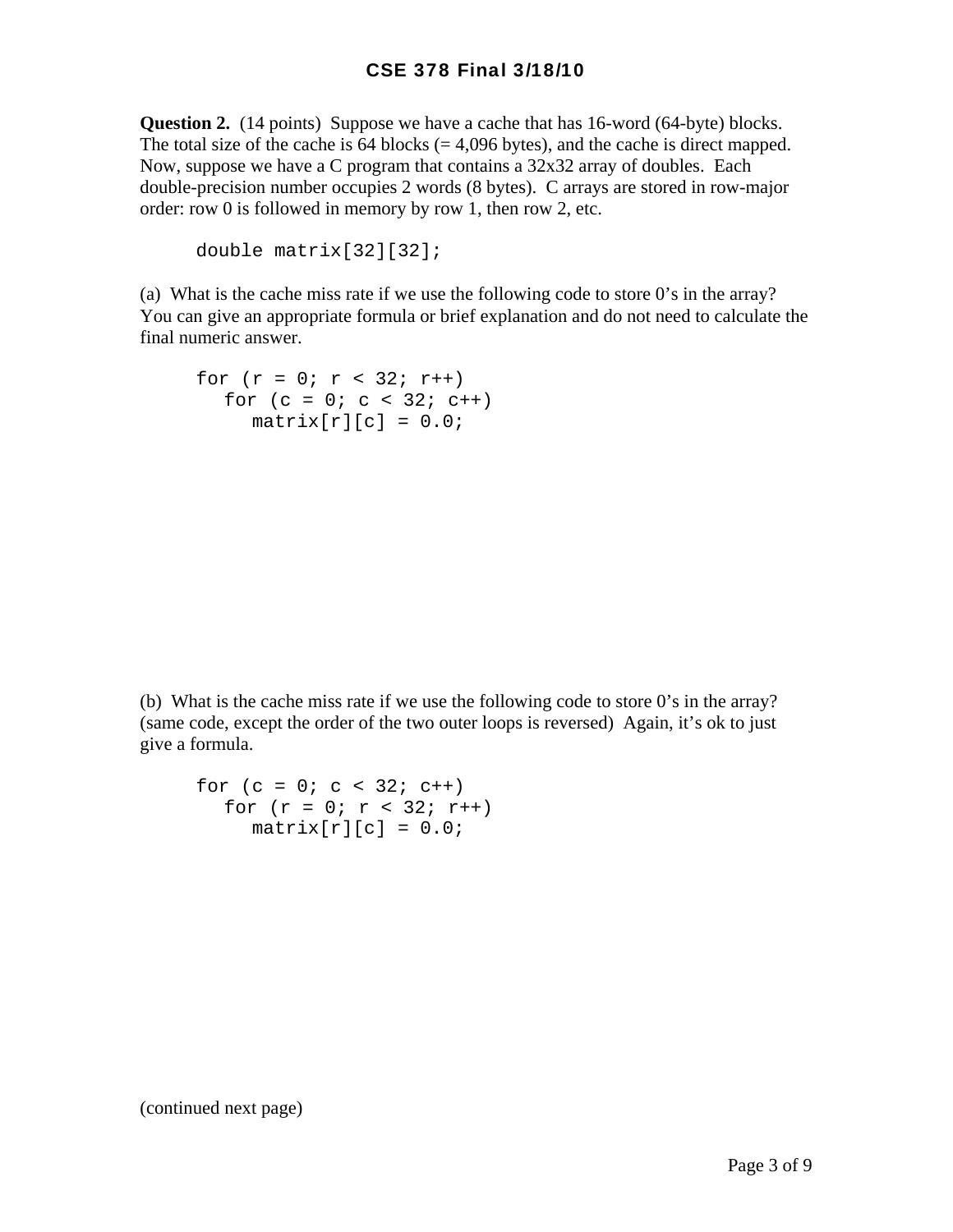**Question 2.** (14 points) Suppose we have a cache that has 16-word (64-byte) blocks. The total size of the cache is 64 blocks (= 4,096 bytes), and the cache is direct mapped. Now, suppose we have a C program that contains a 32x32 array of doubles. Each double-precision number occupies 2 words (8 bytes). C arrays are stored in row-major order: row 0 is followed in memory by row 1, then row 2, etc.

```
double matrix[32][32];
```

(a) What is the cache miss rate if we use the following code to store 0's in the array? You can give an appropriate formula or brief explanation and do not need to calculate the final numeric answer.

```
for (r = 0; r < 32; r++)
   for (c = 0; c < 32; c++)
      matrix[r][c] = 0.0;
```

(b) What is the cache miss rate if we use the following code to store 0's in the array? (same code, except the order of the two outer loops is reversed) Again, it's ok to just give a formula.

```
for (c = 0; c < 32; c++)
   for (r = 0; r < 32; r++)
      matrix[r][c] = 0.0;
```

(continued next page)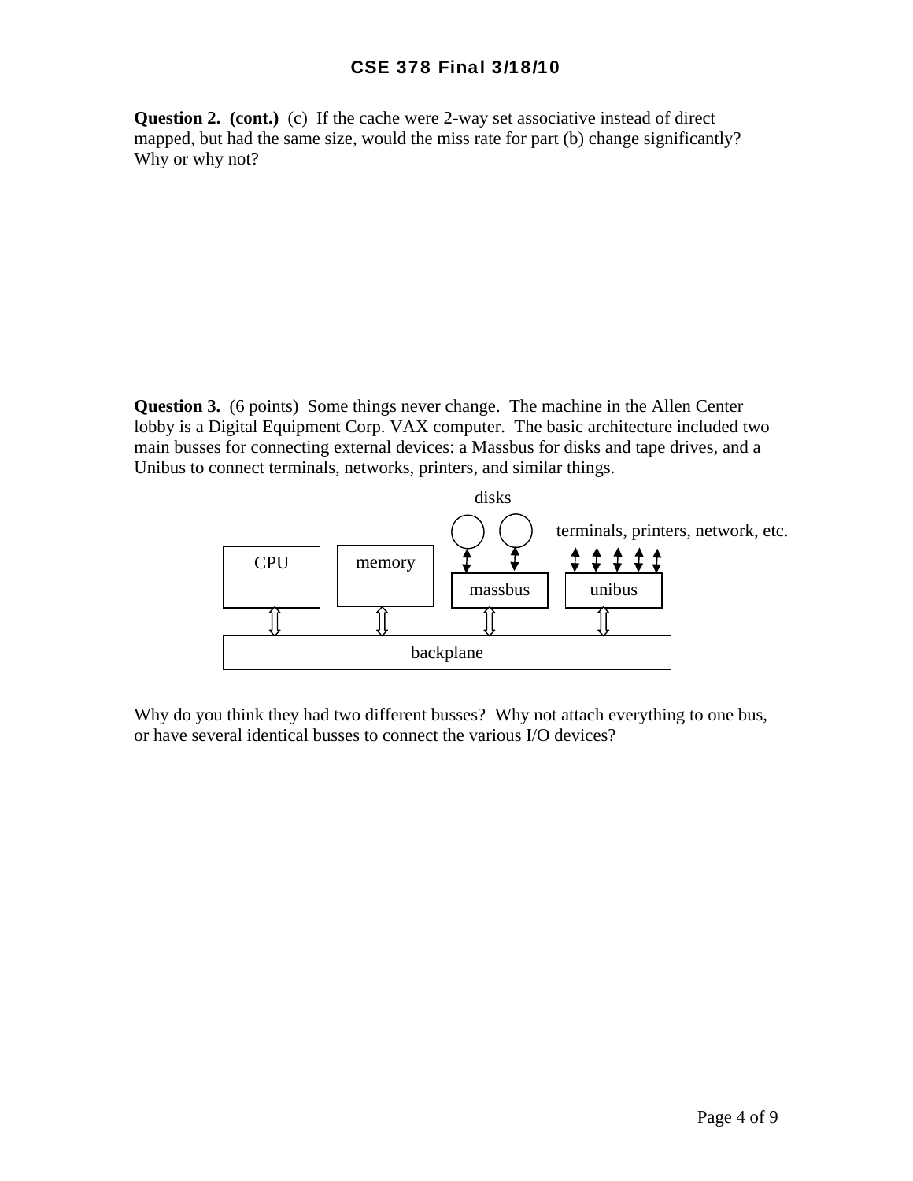**Question 2. (cont.)** (c) If the cache were 2-way set associative instead of direct mapped, but had the same size, would the miss rate for part (b) change significantly? Why or why not?

**Question 3.** (6 points) Some things never change. The machine in the Allen Center lobby is a Digital Equipment Corp. VAX computer. The basic architecture included two main busses for connecting external devices: a Massbus for disks and tape drives, and a Unibus to connect terminals, networks, printers, and similar things.

disks

terminals, printers, network, etc.

CPU memory massbus unibus

backplane

Why do you think they had two different busses? Why not attach everything to one bus, or have several identical busses to connect the various I/O devices?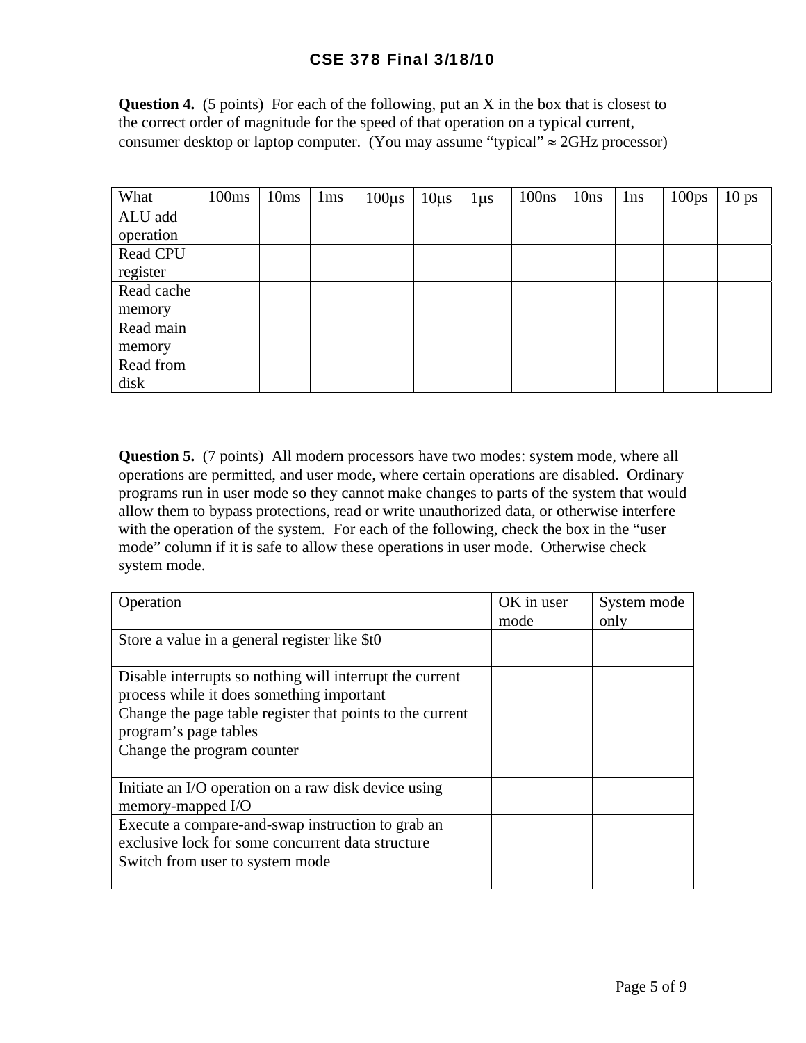**Question 4.** (5 points) For each of the following, put an X in the box that is closest to the correct order of magnitude for the speed of that operation on a typical current, consumer desktop or laptop computer. (You may assume "typical" ≈ 2GHz processor)

| What | 100ms | 10ms | 1ms | 100μs | 10μs | 1μs | 100ns | 10ns | 1ns | 100ps | 10 ps |
|---|---|---|---|---|---|---|---|---|---|---|---|
| ALU add operation | | | | | | | | | | | |
| Read CPU register | | | | | | | | | | | |
| Read cache memory | | | | | | | | | | | |
| Read main memory | | | | | | | | | | | |
| Read from disk | | | | | | | | | | | |

**Question 5.** (7 points) All modern processors have two modes: system mode, where all operations are permitted, and user mode, where certain operations are disabled. Ordinary programs run in user mode so they cannot make changes to parts of the system that would allow them to bypass protections, read or write unauthorized data, or otherwise interfere with the operation of the system. For each of the following, check the box in the "user mode" column if it is safe to allow these operations in user mode. Otherwise check system mode.

| Operation | OK in user mode | System mode only |
|---|---|---|
| Store a value in a general register like $t0 | | |
| Disable interrupts so nothing will interrupt the current process while it does something important | | |
| Change the page table register that points to the current program's page tables | | |
| Change the program counter | | |
| Initiate an I/O operation on a raw disk device using memory-mapped I/O | | |
| Execute a compare-and-swap instruction to grab an exclusive lock for some concurrent data structure | | |
| Switch from user to system mode | | |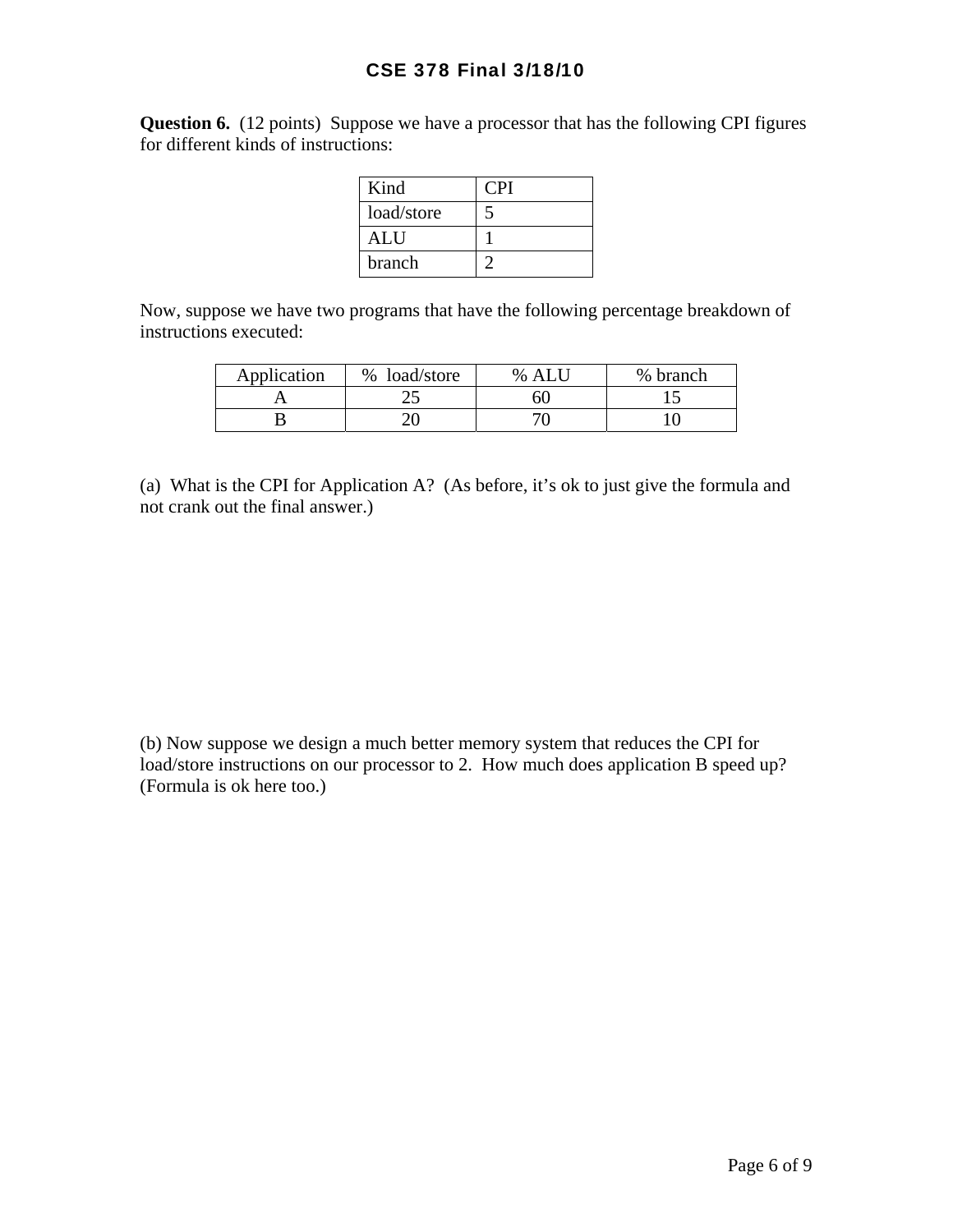# CSE 378 Final 3/18/10

**Question 6.** (12 points) Suppose we have a processor that has the following CPI figures for different kinds of instructions:

| Kind | CPI |
|---|---|
| load/store | 5 |
| ALU | 1 |
| branch | 2 |

Now, suppose we have two programs that have the following percentage breakdown of instructions executed:

| Application | % load/store | % ALU | % branch |
|---|---|---|---|
| A | 25 | 60 | 15 |
| B | 20 | 70 | 10 |

(a) What is the CPI for Application A? (As before, it's ok to just give the formula and not crank out the final answer.)

(b) Now suppose we design a much better memory system that reduces the CPI for load/store instructions on our processor to 2. How much does application B speed up? (Formula is ok here too.)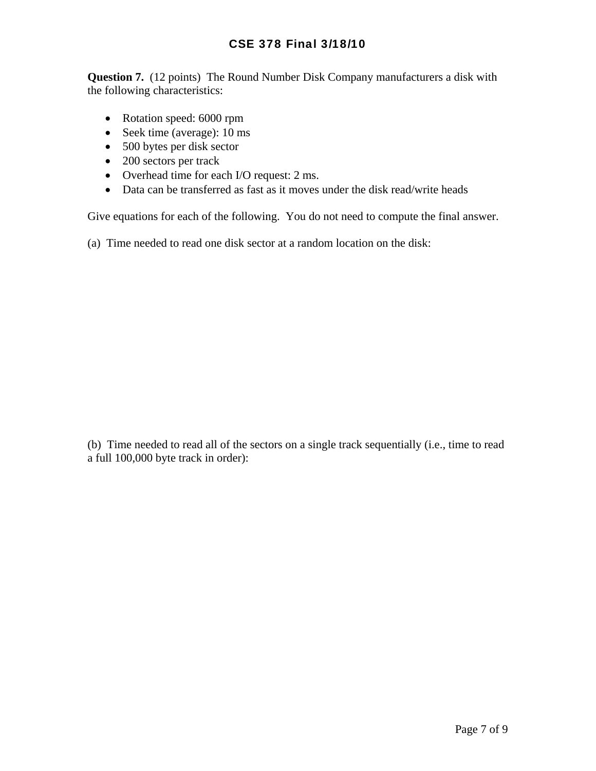**Question 7.** (12 points) The Round Number Disk Company manufacturers a disk with the following characteristics:

- Rotation speed: 6000 rpm
- Seek time (average): 10 ms
- 500 bytes per disk sector
- 200 sectors per track
- Overhead time for each I/O request: 2 ms.
- Data can be transferred as fast as it moves under the disk read/write heads

Give equations for each of the following. You do not need to compute the final answer.

(a) Time needed to read one disk sector at a random location on the disk:

(b) Time needed to read all of the sectors on a single track sequentially (i.e., time to read a full 100,000 byte track in order):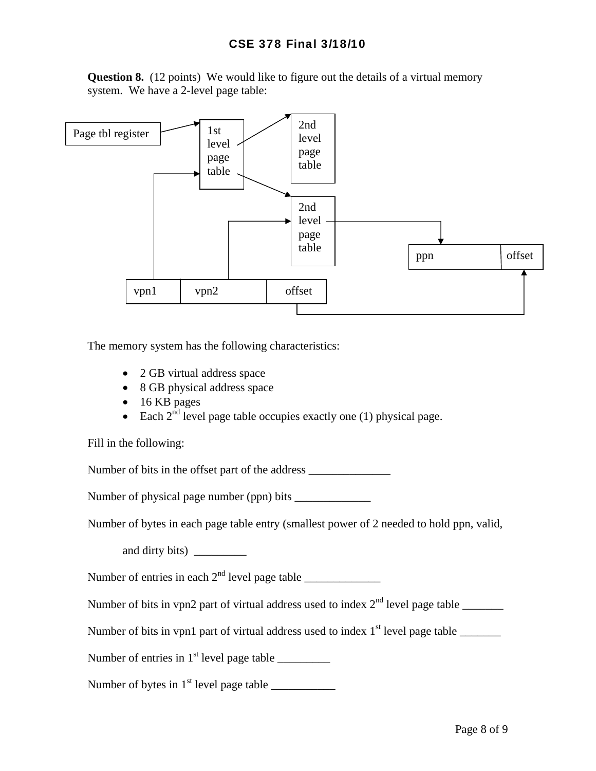**Question 8.** (12 points) We would like to figure out the details of a virtual memory system. We have a 2-level page table:

The memory system has the following characteristics:

- 2 GB virtual address space
- 8 GB physical address space
- 16 KB pages
- Each 2nd level page table occupies exactly one (1) physical page.

Fill in the following:

Number of bits in the offset part of the address ______________

Number of physical page number (ppn) bits _____________

Number of bytes in each page table entry (smallest power of 2 needed to hold ppn, valid,

and dirty bits) _________

Number of entries in each 2nd level page table _____________

Number of bits in vpn2 part of virtual address used to index 2nd level page table _______

Number of bits in vpn1 part of virtual address used to index 1st level page table _______

Number of entries in 1st level page table _________

Number of bytes in 1st level page table ___________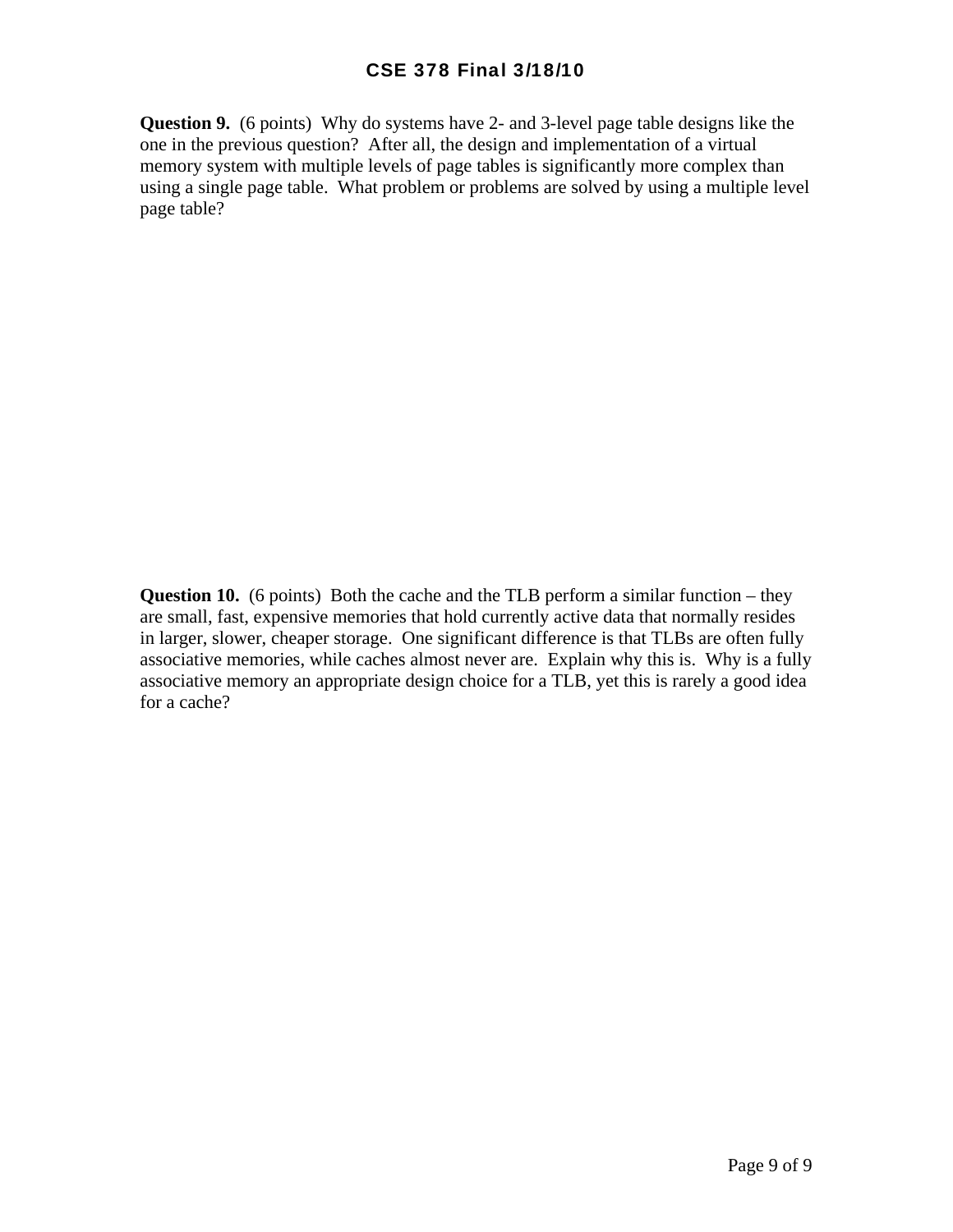**Question 9.** (6 points) Why do systems have 2- and 3-level page table designs like the one in the previous question? After all, the design and implementation of a virtual memory system with multiple levels of page tables is significantly more complex than using a single page table. What problem or problems are solved by using a multiple level page table?

**Question 10.** (6 points) Both the cache and the TLB perform a similar function – they are small, fast, expensive memories that hold currently active data that normally resides in larger, slower, cheaper storage. One significant difference is that TLBs are often fully associative memories, while caches almost never are. Explain why this is. Why is a fully associative memory an appropriate design choice for a TLB, yet this is rarely a good idea for a cache?